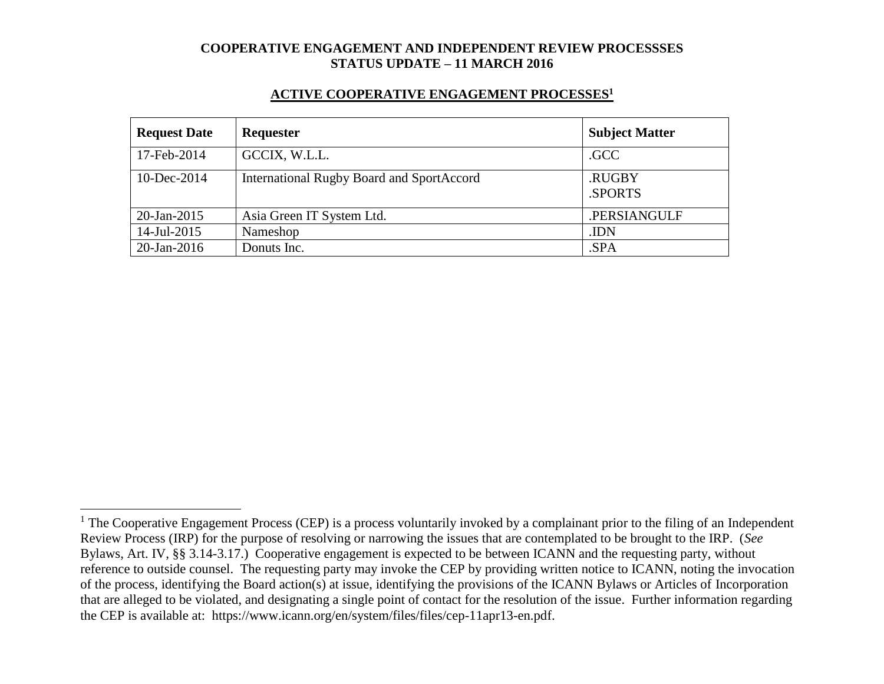**COOPERATIVE ENGAGEMENT AND INDEPENDENT REVIEW PROCESSSES**
**STATUS UPDATE – 11 MARCH 2016**

## ACTIVE COOPERATIVE ENGAGEMENT PROCESSES[1]

| Request Date | Requester | Subject Matter |
|---|---|---|
| 17-Feb-2014 | GCCIX, W.L.L. | .GCC |
| 10-Dec-2014 | International Rugby Board and SportAccord | .RUGBY<br>.SPORTS |
| 20-Jan-2015 | Asia Green IT System Ltd. | .PERSIANGULF |
| 14-Jul-2015 | Nameshop | .IDN |
| 20-Jan-2016 | Donuts Inc. | .SPA |

[1] The Cooperative Engagement Process (CEP) is a process voluntarily invoked by a complainant prior to the filing of an Independent Review Process (IRP) for the purpose of resolving or narrowing the issues that are contemplated to be brought to the IRP. (*See* Bylaws, Art. IV, §§ 3.14-3.17.) Cooperative engagement is expected to be between ICANN and the requesting party, without reference to outside counsel. The requesting party may invoke the CEP by providing written notice to ICANN, noting the invocation of the process, identifying the Board action(s) at issue, identifying the provisions of the ICANN Bylaws or Articles of Incorporation that are alleged to be violated, and designating a single point of contact for the resolution of the issue. Further information regarding the CEP is available at: https://www.icann.org/en/system/files/files/cep-11apr13-en.pdf.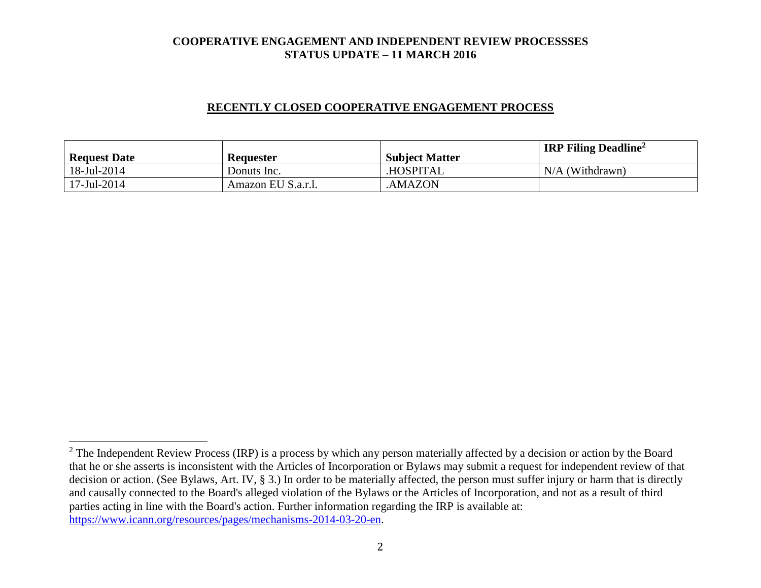## RECENTLY CLOSED COOPERATIVE ENGAGEMENT PROCESS

| Request Date | Requester | Subject Matter | IRP Filing Deadline[2] |
|---|---|---|---|
| 18-Jul-2014 | Donuts Inc. | .HOSPITAL | N/A (Withdrawn) |
| 17-Jul-2014 | Amazon EU S.a.r.l. | .AMAZON | |

[2] The Independent Review Process (IRP) is a process by which any person materially affected by a decision or action by the Board that he or she asserts is inconsistent with the Articles of Incorporation or Bylaws may submit a request for independent review of that decision or action. (See Bylaws, Art. IV, § 3.) In order to be materially affected, the person must suffer injury or harm that is directly and causally connected to the Board's alleged violation of the Bylaws or the Articles of Incorporation, and not as a result of third parties acting in line with the Board's action. Further information regarding the IRP is available at: https://www.icann.org/resources/pages/mechanisms-2014-03-20-en.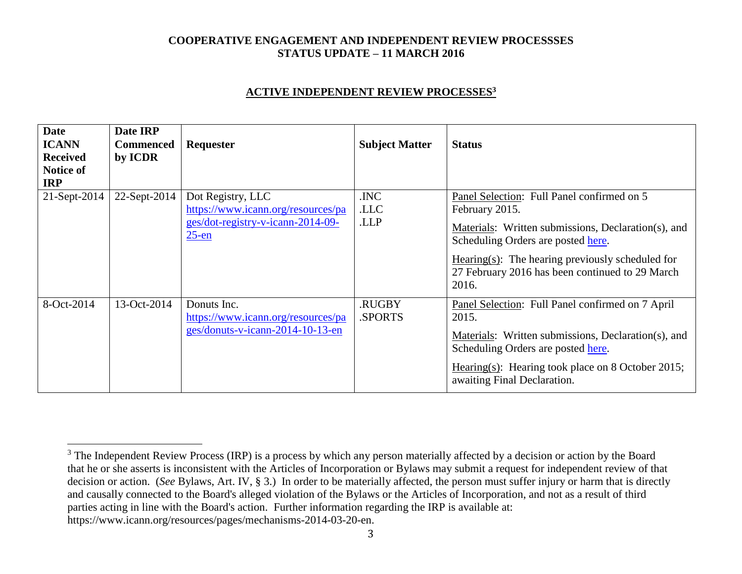**COOPERATIVE ENGAGEMENT AND INDEPENDENT REVIEW PROCESSSES**
**STATUS UPDATE – 11 MARCH 2016**

## ACTIVE INDEPENDENT REVIEW PROCESSES[3]

| Date ICANN Received Notice of IRP | Date IRP Commenced by ICDR | Requester | Subject Matter | Status |
|---|---|---|---|---|
| 21-Sept-2014 | 22-Sept-2014 | Dot Registry, LLC [https://www.icann.org/resources/pages/dot-registry-v-icann-2014-09-25-en](https://www.icann.org/resources/pages/dot-registry-v-icann-2014-09-25-en) | .INC .LLC .LLP | Panel Selection: Full Panel confirmed on 5 February 2015. Materials: Written submissions, Declaration(s), and Scheduling Orders are posted here. Hearing(s): The hearing previously scheduled for 27 February 2016 has been continued to 29 March 2016. |
| 8-Oct-2014 | 13-Oct-2014 | Donuts Inc. [https://www.icann.org/resources/pages/donuts-v-icann-2014-10-13-en](https://www.icann.org/resources/pages/donuts-v-icann-2014-10-13-en) | .RUGBY .SPORTS | Panel Selection: Full Panel confirmed on 7 April 2015. Materials: Written submissions, Declaration(s), and Scheduling Orders are posted here. Hearing(s): Hearing took place on 8 October 2015; awaiting Final Declaration. |

[3] The Independent Review Process (IRP) is a process by which any person materially affected by a decision or action by the Board that he or she asserts is inconsistent with the Articles of Incorporation or Bylaws may submit a request for independent review of that decision or action. (*See* Bylaws, Art. IV, § 3.) In order to be materially affected, the person must suffer injury or harm that is directly and causally connected to the Board's alleged violation of the Bylaws or the Articles of Incorporation, and not as a result of third parties acting in line with the Board's action. Further information regarding the IRP is available at: https://www.icann.org/resources/pages/mechanisms-2014-03-20-en.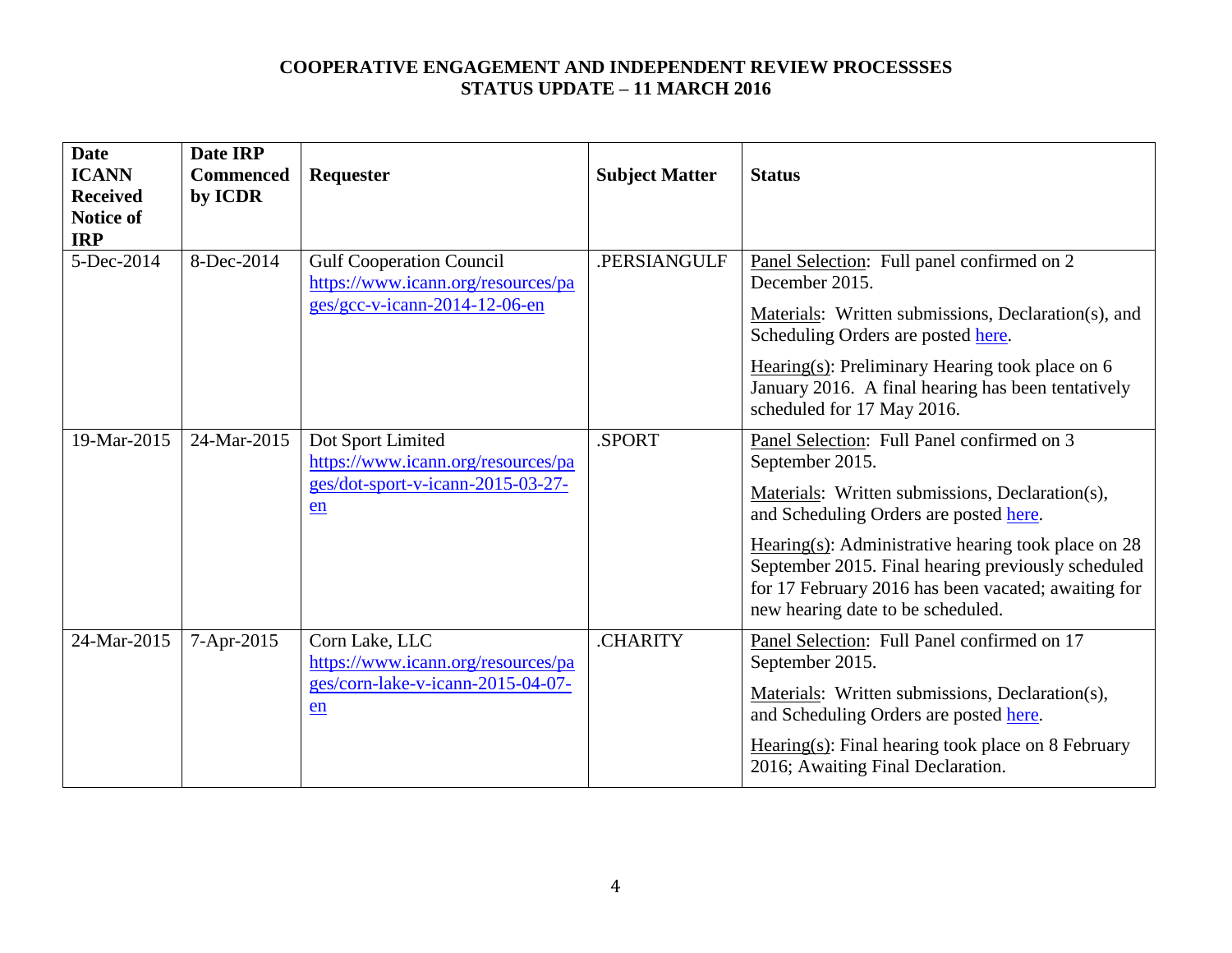**COOPERATIVE ENGAGEMENT AND INDEPENDENT REVIEW PROCESSSES**
**STATUS UPDATE – 11 MARCH 2016**

| Date ICANN Received Notice of IRP | Date IRP Commenced by ICDR | Requester | Subject Matter | Status |
|---|---|---|---|---|
| 5-Dec-2014 | 8-Dec-2014 | Gulf Cooperation Council https://www.icann.org/resources/pages/gcc-v-icann-2014-12-06-en | .PERSIANGULF | Panel Selection: Full panel confirmed on 2 December 2015. <br> Materials: Written submissions, Declaration(s), and Scheduling Orders are posted here. <br> Hearing(s): Preliminary Hearing took place on 6 January 2016. A final hearing has been tentatively scheduled for 17 May 2016. |
| 19-Mar-2015 | 24-Mar-2015 | Dot Sport Limited https://www.icann.org/resources/pages/dot-sport-v-icann-2015-03-27-en | .SPORT | Panel Selection: Full Panel confirmed on 3 September 2015. <br> Materials: Written submissions, Declaration(s), and Scheduling Orders are posted here. <br> Hearing(s): Administrative hearing took place on 28 September 2015. Final hearing previously scheduled for 17 February 2016 has been vacated; awaiting for new hearing date to be scheduled. |
| 24-Mar-2015 | 7-Apr-2015 | Corn Lake, LLC https://www.icann.org/resources/pages/corn-lake-v-icann-2015-04-07-en | .CHARITY | Panel Selection: Full Panel confirmed on 17 September 2015. <br> Materials: Written submissions, Declaration(s), and Scheduling Orders are posted here. <br> Hearing(s): Final hearing took place on 8 February 2016; Awaiting Final Declaration. |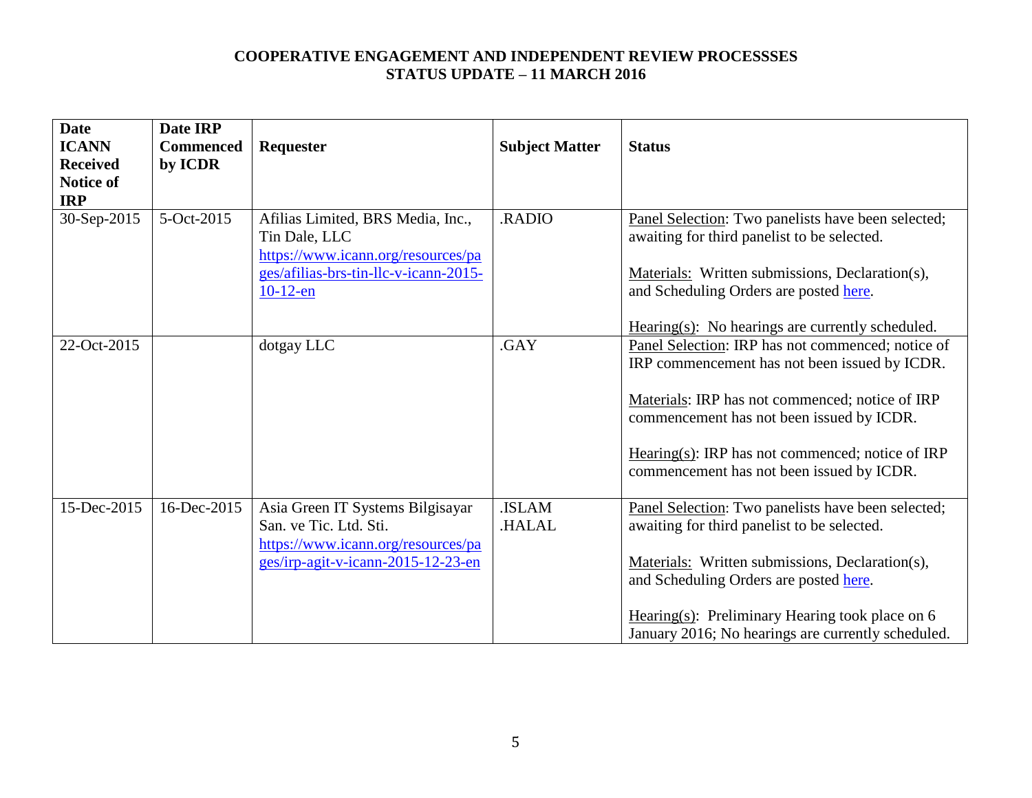**COOPERATIVE ENGAGEMENT AND INDEPENDENT REVIEW PROCESSSES**
**STATUS UPDATE – 11 MARCH 2016**

| Date ICANN Received Notice of IRP | Date IRP Commenced by ICDR | Requester | Subject Matter | Status |
|---|---|---|---|---|
| 30-Sep-2015 | 5-Oct-2015 | Afilias Limited, BRS Media, Inc., Tin Dale, LLC<br>https://www.icann.org/resources/pages/afilias-brs-tin-llc-v-icann-2015-10-12-en | .RADIO | Panel Selection: Two panelists have been selected; awaiting for third panelist to be selected.<br><br>Materials: Written submissions, Declaration(s), and Scheduling Orders are posted here.<br><br>Hearing(s): No hearings are currently scheduled. |
| 22-Oct-2015 | | dotgay LLC | .GAY | Panel Selection: IRP has not commenced; notice of IRP commencement has not been issued by ICDR.<br><br>Materials: IRP has not commenced; notice of IRP commencement has not been issued by ICDR.<br><br>Hearing(s): IRP has not commenced; notice of IRP commencement has not been issued by ICDR. |
| 15-Dec-2015 | 16-Dec-2015 | Asia Green IT Systems Bilgisayar San. ve Tic. Ltd. Sti.<br>https://www.icann.org/resources/pages/irp-agit-v-icann-2015-12-23-en | .ISLAM<br>.HALAL | Panel Selection: Two panelists have been selected; awaiting for third panelist to be selected.<br><br>Materials: Written submissions, Declaration(s), and Scheduling Orders are posted here.<br><br>Hearing(s): Preliminary Hearing took place on 6 January 2016; No hearings are currently scheduled. |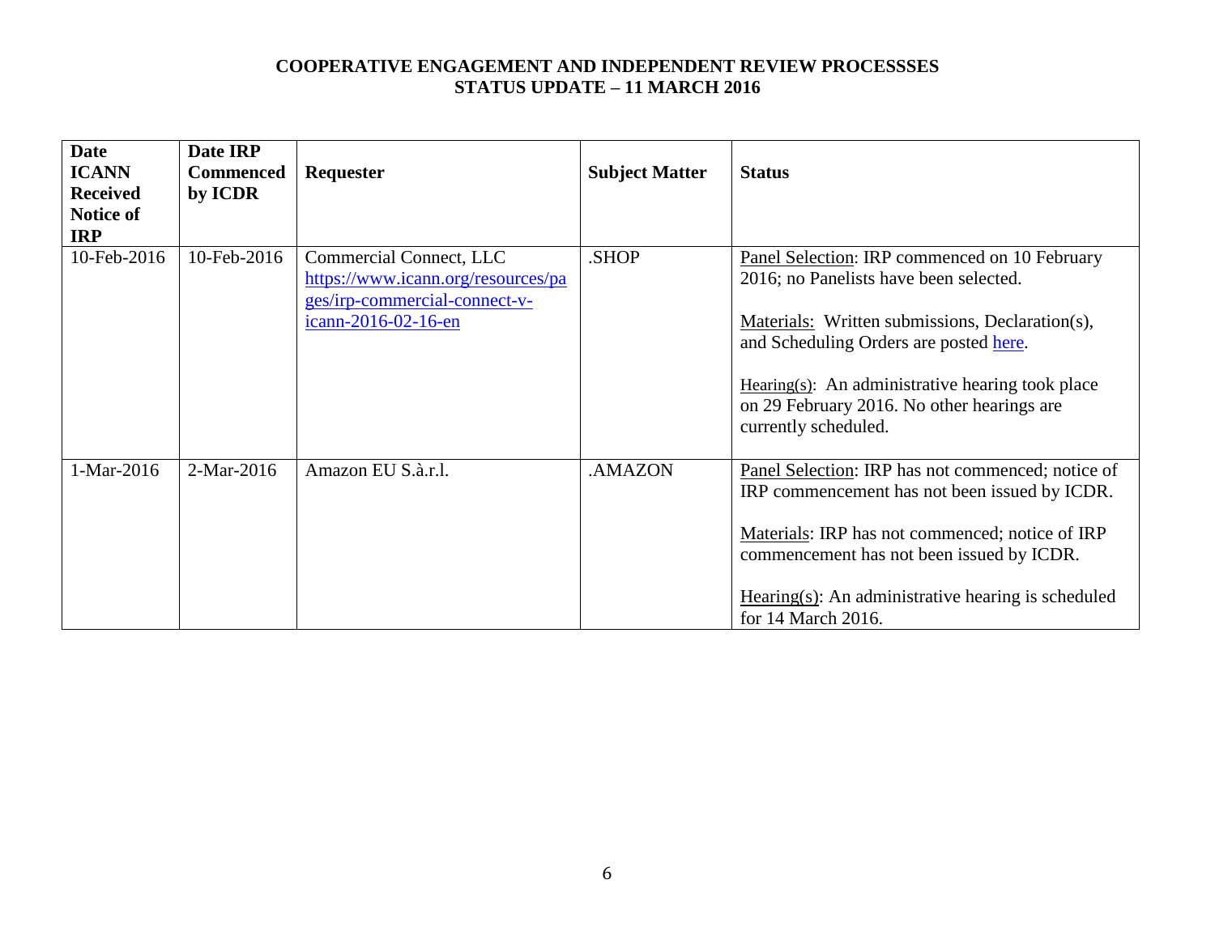**COOPERATIVE ENGAGEMENT AND INDEPENDENT REVIEW PROCESSSES**
**STATUS UPDATE – 11 MARCH 2016**

| Date ICANN Received Notice of IRP | Date IRP Commenced by ICDR | Requester | Subject Matter | Status |
|---|---|---|---|---|
| 10-Feb-2016 | 10-Feb-2016 | Commercial Connect, LLC https://www.icann.org/resources/pages/irp-commercial-connect-v-icann-2016-02-16-en | .SHOP | Panel Selection: IRP commenced on 10 February 2016; no Panelists have been selected.<br><br>Materials: Written submissions, Declaration(s), and Scheduling Orders are posted here.<br><br>Hearing(s): An administrative hearing took place on 29 February 2016. No other hearings are currently scheduled. |
| 1-Mar-2016 | 2-Mar-2016 | Amazon EU S.à.r.l. | .AMAZON | Panel Selection: IRP has not commenced; notice of IRP commencement has not been issued by ICDR.<br><br>Materials: IRP has not commenced; notice of IRP commencement has not been issued by ICDR.<br><br>Hearing(s): An administrative hearing is scheduled for 14 March 2016. |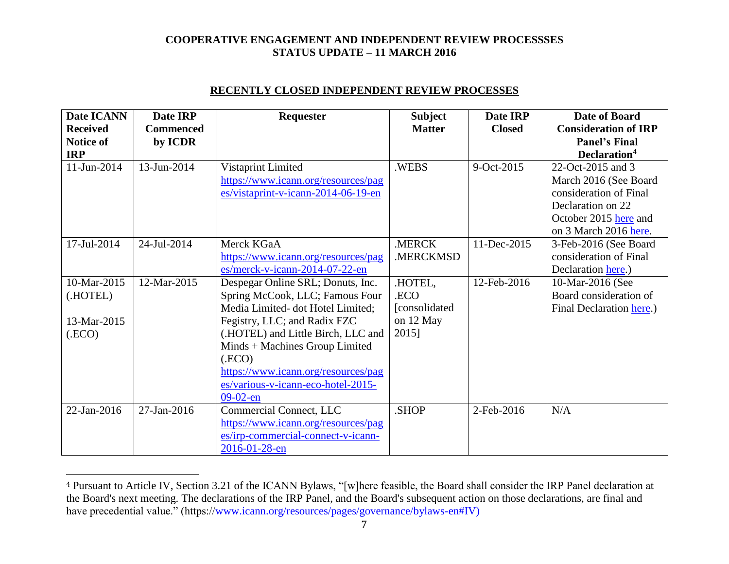**COOPERATIVE ENGAGEMENT AND INDEPENDENT REVIEW PROCESSSES**
**STATUS UPDATE – 11 MARCH 2016**

## RECENTLY CLOSED INDEPENDENT REVIEW PROCESSES

| Date ICANN Received Notice of IRP | Date IRP Commenced by ICDR | Requester | Subject Matter | Date IRP Closed | Date of Board Consideration of IRP Panel's Final Declaration[4] |
|---|---|---|---|---|---|
| 11-Jun-2014 | 13-Jun-2014 | Vistaprint Limited https://www.icann.org/resources/pages/vistaprint-v-icann-2014-06-19-en | .WEBS | 9-Oct-2015 | 22-Oct-2015 and 3 March 2016 (See Board consideration of Final Declaration on 22 October 2015 here and on 3 March 2016 here. |
| 17-Jul-2014 | 24-Jul-2014 | Merck KGaA https://www.icann.org/resources/pages/merck-v-icann-2014-07-22-en | .MERCK .MERCKMSD | 11-Dec-2015 | 3-Feb-2016 (See Board consideration of Final Declaration here.) |
| 10-Mar-2015 (.HOTEL) 13-Mar-2015 (.ECO) | 12-Mar-2015 | Despegar Online SRL; Donuts, Inc. Spring McCook, LLC; Famous Four Media Limited- dot Hotel Limited; Fegistry, LLC; and Radix FZC (.HOTEL) and Little Birch, LLC and Minds + Machines Group Limited (.ECO) https://www.icann.org/resources/pages/various-v-icann-eco-hotel-2015-09-02-en | .HOTEL, .ECO [consolidated on 12 May 2015] | 12-Feb-2016 | 10-Mar-2016 (See Board consideration of Final Declaration here.) |
| 22-Jan-2016 | 27-Jan-2016 | Commercial Connect, LLC https://www.icann.org/resources/pages/irp-commercial-connect-v-icann-2016-01-28-en | .SHOP | 2-Feb-2016 | N/A |

[4] Pursuant to Article IV, Section 3.21 of the ICANN Bylaws, "[w]here feasible, the Board shall consider the IRP Panel declaration at the Board's next meeting. The declarations of the IRP Panel, and the Board's subsequent action on those declarations, are final and have precedential value." (https://www.icann.org/resources/pages/governance/bylaws-en#IV)